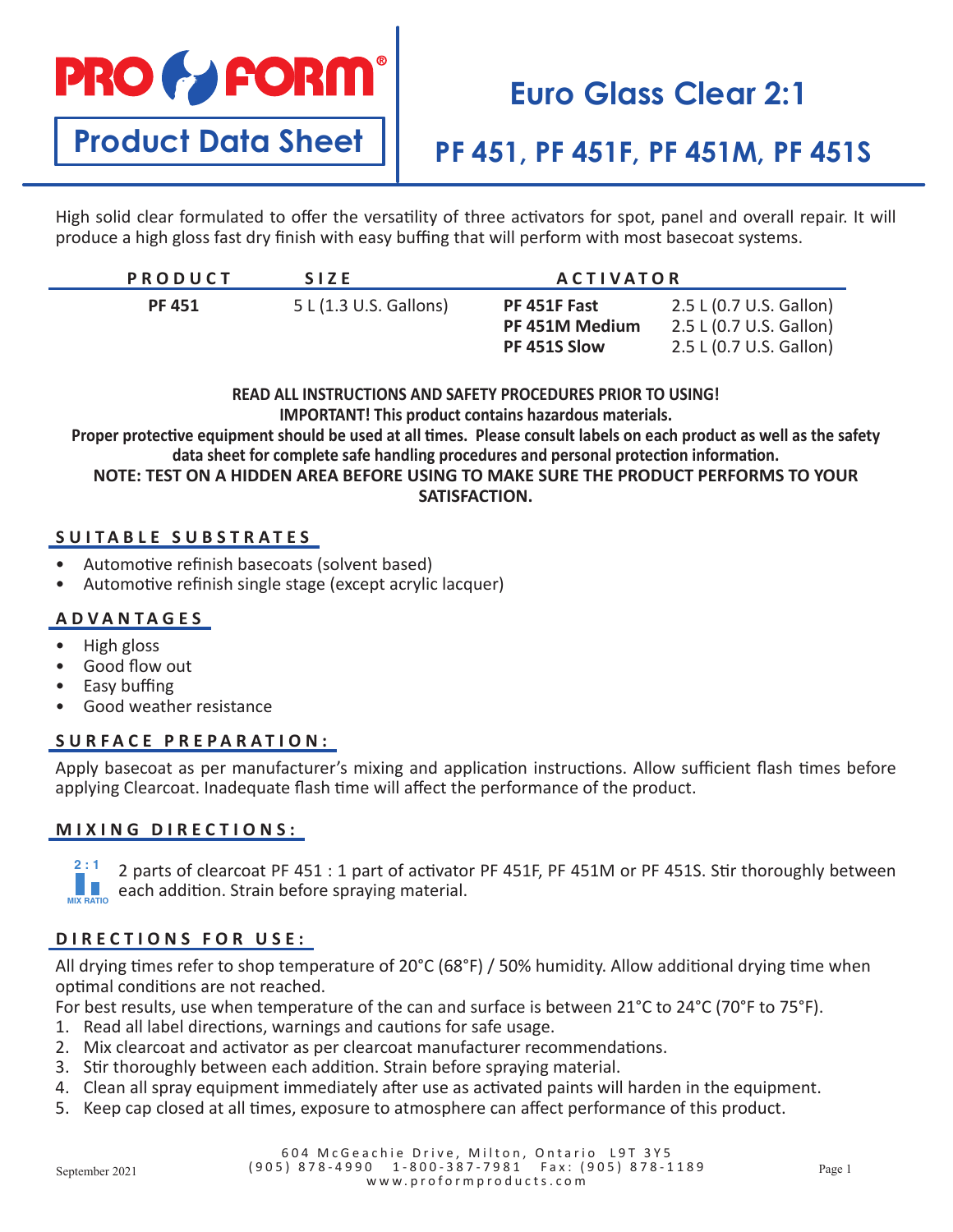PRO FORM®

**Product Data Sheet**

# Euro Glass Clear 2:1

## PF 451, PF 451F, PF 451M, PF 451S

High solid clear formulated to offer the versatility of three activators for spot, panel and overall repair. It will produce a high gloss fast dry finish with easy buffing that will perform with most basecoat systems.

| PRODUCT | SIZE | ACTIVATOR | |
|---|---|---|---|
| **PF 451** | 5 L (1.3 U.S. Gallons) | **PF 451F Fast** | 2.5 L (0.7 U.S. Gallon) |
| | | **PF 451M Medium** | 2.5 L (0.7 U.S. Gallon) |
| | | **PF 451S Slow** | 2.5 L (0.7 U.S. Gallon) |

**READ ALL INSTRUCTIONS AND SAFETY PROCEDURES PRIOR TO USING!**
**IMPORTANT! This product contains hazardous materials.**
**Proper protective equipment should be used at all times. Please consult labels on each product as well as the safety data sheet for complete safe handling procedures and personal protection information.**
**NOTE: TEST ON A HIDDEN AREA BEFORE USING TO MAKE SURE THE PRODUCT PERFORMS TO YOUR SATISFACTION.**

### SUITABLE SUBSTRATES

- Automotive refinish basecoats (solvent based)
- Automotive refinish single stage (except acrylic lacquer)

### ADVANTAGES

- High gloss
- Good flow out
- Easy buffing
- Good weather resistance

### SURFACE PREPARATION:

Apply basecoat as per manufacturer's mixing and application instructions. Allow sufficient flash times before applying Clearcoat. Inadequate flash time will affect the performance of the product.

### MIXING DIRECTIONS:

2 : 1 MIX RATIO

2 parts of clearcoat PF 451 : 1 part of activator PF 451F, PF 451M or PF 451S. Stir thoroughly between each addition. Strain before spraying material.

### DIRECTIONS FOR USE:

All drying times refer to shop temperature of 20°C (68°F) / 50% humidity. Allow additional drying time when optimal conditions are not reached.
For best results, use when temperature of the can and surface is between 21°C to 24°C (70°F to 75°F).

1. Read all label directions, warnings and cautions for safe usage.
2. Mix clearcoat and activator as per clearcoat manufacturer recommendations.
3. Stir thoroughly between each addition. Strain before spraying material.
4. Clean all spray equipment immediately after use as activated paints will harden in the equipment.
5. Keep cap closed at all times, exposure to atmosphere can affect performance of this product.

September 2021

604 McGeachie Drive, Milton, Ontario L9T 3Y5
(905) 878-4990 1-800-387-7981 Fax: (905) 878-1189
www.proformproducts.com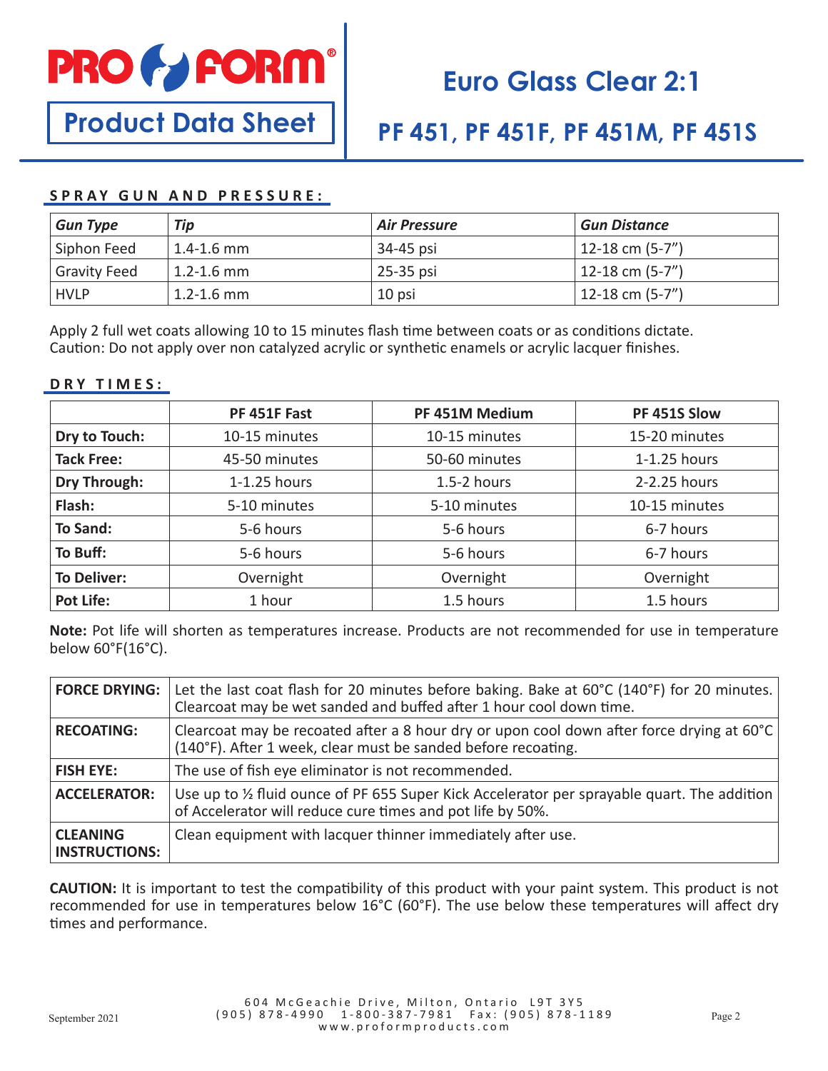# PRO FORM®

**Product Data Sheet**

# Euro Glass Clear 2:1

## PF 451, PF 451F, PF 451M, PF 451S

### SPRAY GUN AND PRESSURE:

| *Gun Type* | *Tip* | *Air Pressure* | *Gun Distance* |
|---|---|---|---|
| Siphon Feed | 1.4-1.6 mm | 34-45 psi | 12-18 cm (5-7”) |
| Gravity Feed | 1.2-1.6 mm | 25-35 psi | 12-18 cm (5-7”) |
| HVLP | 1.2-1.6 mm | 10 psi | 12-18 cm (5-7”) |

Apply 2 full wet coats allowing 10 to 15 minutes flash time between coats or as conditions dictate.
Caution: Do not apply over non catalyzed acrylic or synthetic enamels or acrylic lacquer finishes.

### DRY TIMES:

| | PF 451F Fast | PF 451M Medium | PF 451S Slow |
|---|---|---|---|
| **Dry to Touch:** | 10-15 minutes | 10-15 minutes | 15-20 minutes |
| **Tack Free:** | 45-50 minutes | 50-60 minutes | 1-1.25 hours |
| **Dry Through:** | 1-1.25 hours | 1.5-2 hours | 2-2.25 hours |
| **Flash:** | 5-10 minutes | 5-10 minutes | 10-15 minutes |
| **To Sand:** | 5-6 hours | 5-6 hours | 6-7 hours |
| **To Buff:** | 5-6 hours | 5-6 hours | 6-7 hours |
| **To Deliver:** | Overnight | Overnight | Overnight |
| **Pot Life:** | 1 hour | 1.5 hours | 1.5 hours |

**Note:** Pot life will shorten as temperatures increase. Products are not recommended for use in temperature below 60°F(16°C).

| | |
|---|---|
| **FORCE DRYING:** | Let the last coat flash for 20 minutes before baking. Bake at 60°C (140°F) for 20 minutes. Clearcoat may be wet sanded and buffed after 1 hour cool down time. |
| **RECOATING:** | Clearcoat may be recoated after a 8 hour dry or upon cool down after force drying at 60°C (140°F). After 1 week, clear must be sanded before recoating. |
| **FISH EYE:** | The use of fish eye eliminator is not recommended. |
| **ACCELERATOR:** | Use up to ½ fluid ounce of PF 655 Super Kick Accelerator per sprayable quart. The addition of Accelerator will reduce cure times and pot life by 50%. |
| **CLEANING INSTRUCTIONS:** | Clean equipment with lacquer thinner immediately after use. |

**CAUTION:** It is important to test the compatibility of this product with your paint system. This product is not recommended for use in temperatures below 16°C (60°F). The use below these temperatures will affect dry times and performance.

September 2021

604 McGeachie Drive, Milton, Ontario L9T 3Y5
(905) 878-4990 1-800-387-7981 Fax: (905) 878-1189
www.proformproducts.com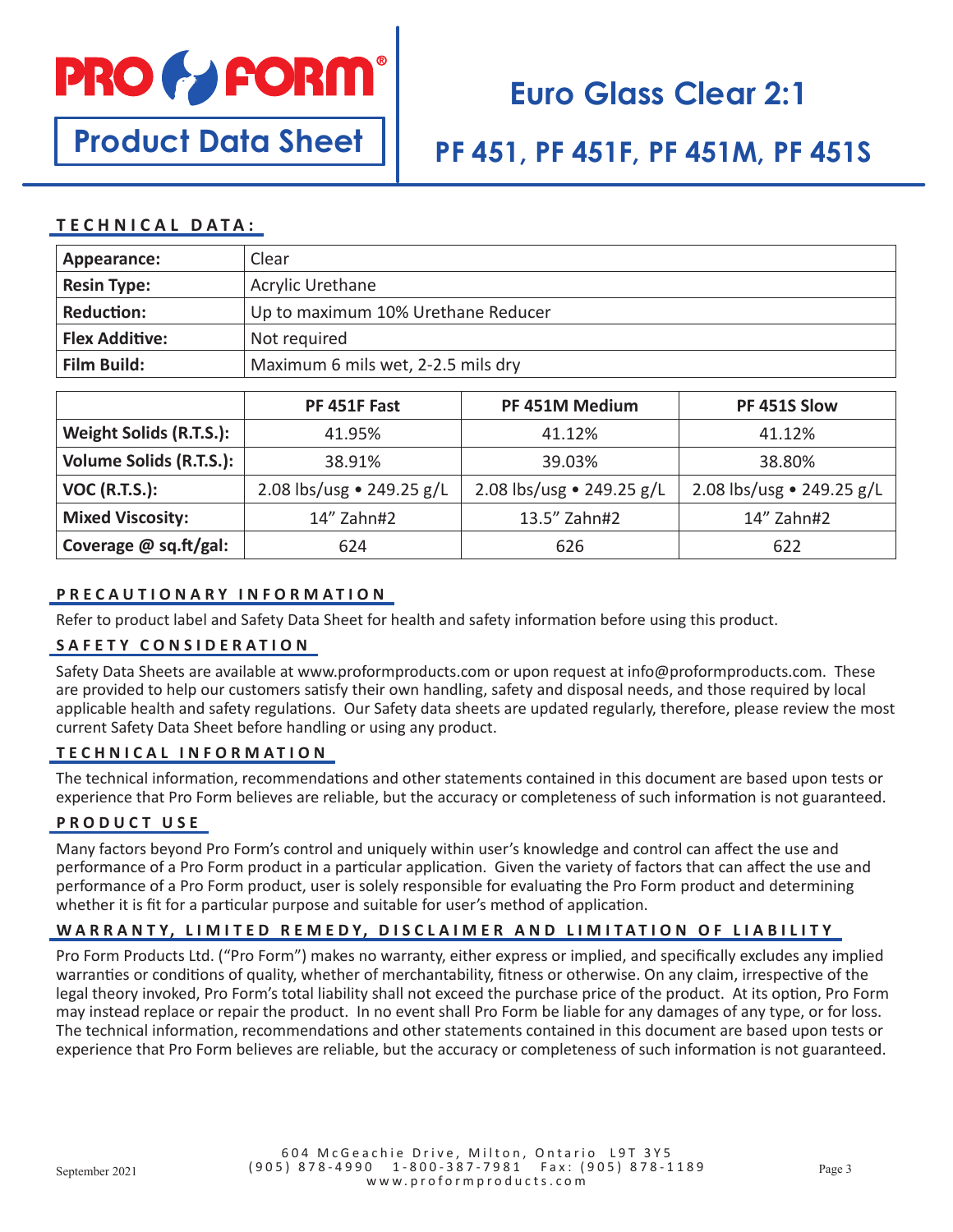# PRO FORM®

## Product Data Sheet

# Euro Glass Clear 2:1

## PF 451, PF 451F, PF 451M, PF 451S

### TECHNICAL DATA:

| | |
|---|---|
| **Appearance:** | Clear |
| **Resin Type:** | Acrylic Urethane |
| **Reduction:** | Up to maximum 10% Urethane Reducer |
| **Flex Additive:** | Not required |
| **Film Build:** | Maximum 6 mils wet, 2-2.5 mils dry |

| | PF 451F Fast | PF 451M Medium | PF 451S Slow |
|---|---|---|---|
| **Weight Solids (R.T.S.):** | 41.95% | 41.12% | 41.12% |
| **Volume Solids (R.T.S.):** | 38.91% | 39.03% | 38.80% |
| **VOC (R.T.S.):** | 2.08 lbs/usg • 249.25 g/L | 2.08 lbs/usg • 249.25 g/L | 2.08 lbs/usg • 249.25 g/L |
| **Mixed Viscosity:** | 14” Zahn#2 | 13.5” Zahn#2 | 14” Zahn#2 |
| **Coverage @ sq.ft/gal:** | 624 | 626 | 622 |

### PRECAUTIONARY INFORMATION

Refer to product label and Safety Data Sheet for health and safety information before using this product.

### SAFETY CONSIDERATION

Safety Data Sheets are available at www.proformproducts.com or upon request at info@proformproducts.com. These are provided to help our customers satisfy their own handling, safety and disposal needs, and those required by local applicable health and safety regulations. Our Safety data sheets are updated regularly, therefore, please review the most current Safety Data Sheet before handling or using any product.

### TECHNICAL INFORMATION

The technical information, recommendations and other statements contained in this document are based upon tests or experience that Pro Form believes are reliable, but the accuracy or completeness of such information is not guaranteed.

### PRODUCT USE

Many factors beyond Pro Form’s control and uniquely within user’s knowledge and control can affect the use and performance of a Pro Form product in a particular application. Given the variety of factors that can affect the use and performance of a Pro Form product, user is solely responsible for evaluating the Pro Form product and determining whether it is fit for a particular purpose and suitable for user’s method of application.

### WARRANTY, LIMITED REMEDY, DISCLAIMER AND LIMITATION OF LIABILITY

Pro Form Products Ltd. (“Pro Form”) makes no warranty, either express or implied, and specifically excludes any implied warranties or conditions of quality, whether of merchantability, fitness or otherwise. On any claim, irrespective of the legal theory invoked, Pro Form’s total liability shall not exceed the purchase price of the product. At its option, Pro Form may instead replace or repair the product. In no event shall Pro Form be liable for any damages of any type, or for loss. The technical information, recommendations and other statements contained in this document are based upon tests or experience that Pro Form believes are reliable, but the accuracy or completeness of such information is not guaranteed.

September 2021

604 McGeachie Drive, Milton, Ontario L9T 3Y5
(905) 878-4990 1-800-387-7981 Fax: (905) 878-1189
www.proformproducts.com